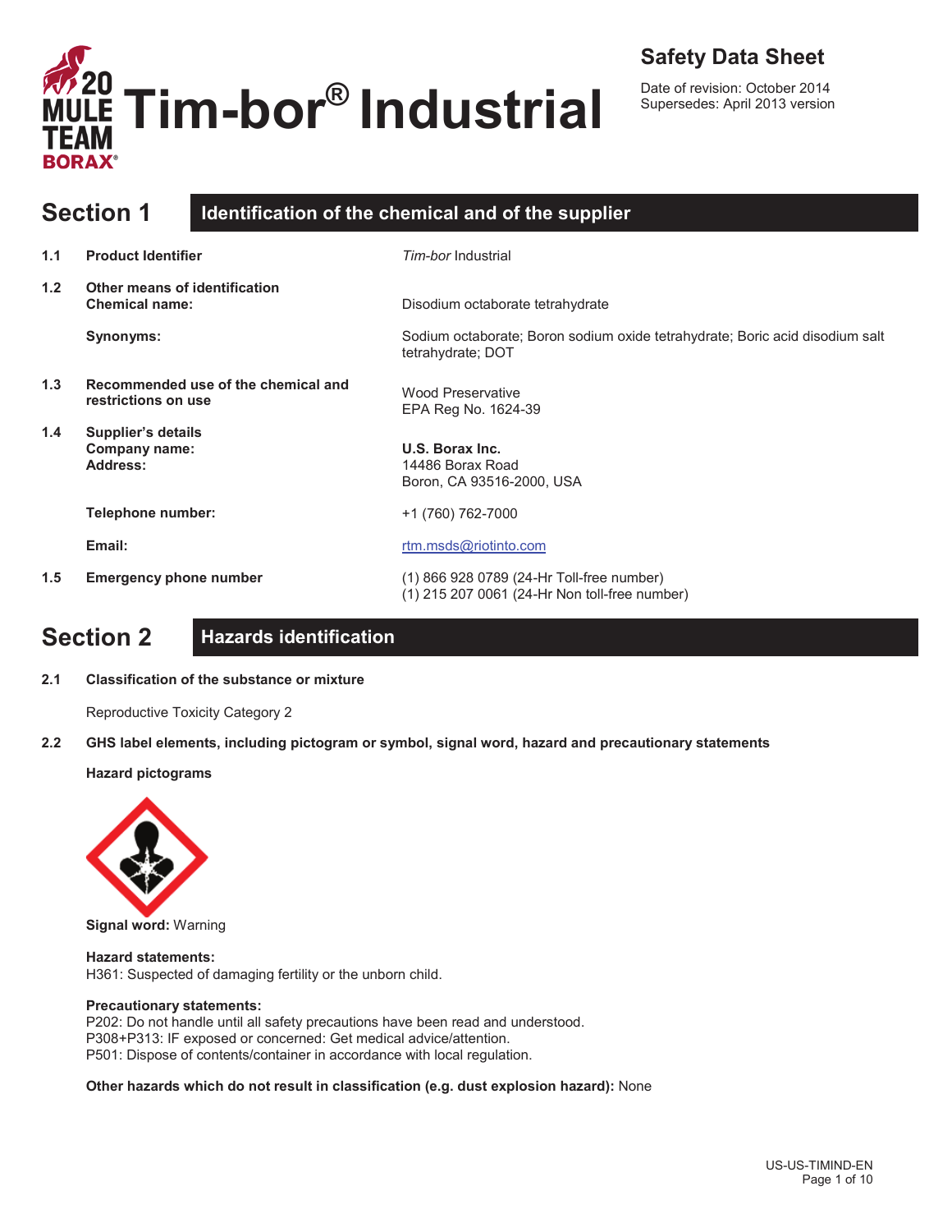# 20 MULE TEAM BORAX® Tim-bor® Industrial

**Safety Data Sheet**

Date of revision: October 2014
Supersedes: April 2013 version

## Section 1 Identification of the chemical and of the supplier

**1.1 Product Identifier**

*Tim-bor* Industrial

**1.2 Other means of identification**

**Chemical name:** Disodium octaborate tetrahydrate

**Synonyms:** Sodium octaborate; Boron sodium oxide tetrahydrate; Boric acid disodium salt tetrahydrate; DOT

**1.3 Recommended use of the chemical and restrictions on use**

Wood Preservative
EPA Reg No. 1624-39

**1.4 Supplier's details**

**Company name:** **U.S. Borax Inc.**

**Address:** 14486 Borax Road
Boron, CA 93516-2000, USA

**Telephone number:** +1 (760) 762-7000

**Email:** rtm.msds@riotinto.com

**1.5 Emergency phone number**

(1) 866 928 0789 (24-Hr Toll-free number)
(1) 215 207 0061 (24-Hr Non toll-free number)

## Section 2 Hazards identification

**2.1 Classification of the substance or mixture**

Reproductive Toxicity Category 2

**2.2 GHS label elements, including pictogram or symbol, signal word, hazard and precautionary statements**

**Hazard pictograms**

**Signal word:** Warning

**Hazard statements:**
H361: Suspected of damaging fertility or the unborn child.

**Precautionary statements:**
P202: Do not handle until all safety precautions have been read and understood.
P308+P313: IF exposed or concerned: Get medical advice/attention.
P501: Dispose of contents/container in accordance with local regulation.

**Other hazards which do not result in classification (e.g. dust explosion hazard):** None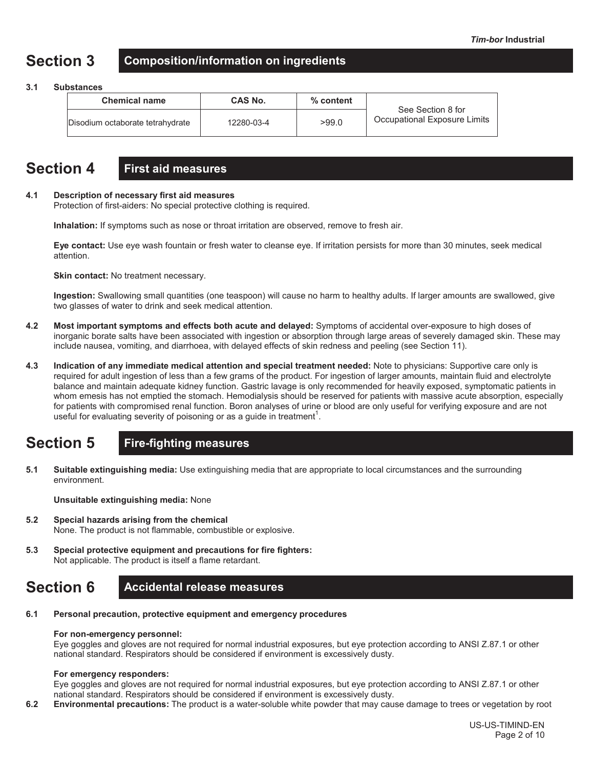## Section 3 Composition/information on ingredients

**3.1 Substances**

| Chemical name | CAS No. | % content | |
|---|---|---|---|
| Disodium octaborate tetrahydrate | 12280-03-4 | >99.0 | See Section 8 for Occupational Exposure Limits |

## Section 4 First aid measures

**4.1 Description of necessary first aid measures**

Protection of first-aiders: No special protective clothing is required.

**Inhalation:** If symptoms such as nose or throat irritation are observed, remove to fresh air.

**Eye contact:** Use eye wash fountain or fresh water to cleanse eye. If irritation persists for more than 30 minutes, seek medical attention.

**Skin contact:** No treatment necessary.

**Ingestion:** Swallowing small quantities (one teaspoon) will cause no harm to healthy adults. If larger amounts are swallowed, give two glasses of water to drink and seek medical attention.

**4.2 Most important symptoms and effects both acute and delayed:** Symptoms of accidental over-exposure to high doses of inorganic borate salts have been associated with ingestion or absorption through large areas of severely damaged skin. These may include nausea, vomiting, and diarrhoea, with delayed effects of skin redness and peeling (see Section 11).

**4.3 Indication of any immediate medical attention and special treatment needed:** Note to physicians: Supportive care only is required for adult ingestion of less than a few grams of the product. For ingestion of larger amounts, maintain fluid and electrolyte balance and maintain adequate kidney function. Gastric lavage is only recommended for heavily exposed, symptomatic patients in whom emesis has not emptied the stomach. Hemodialysis should be reserved for patients with massive acute absorption, especially for patients with compromised renal function. Boron analyses of urine or blood are only useful for verifying exposure and are not useful for evaluating severity of poisoning or as a guide in treatment[1].

## Section 5 Fire-fighting measures

**5.1 Suitable extinguishing media:** Use extinguishing media that are appropriate to local circumstances and the surrounding environment.

**Unsuitable extinguishing media:** None

**5.2 Special hazards arising from the chemical**

None. The product is not flammable, combustible or explosive.

**5.3 Special protective equipment and precautions for fire fighters:**

Not applicable. The product is itself a flame retardant.

## Section 6 Accidental release measures

**6.1 Personal precaution, protective equipment and emergency procedures**

**For non-emergency personnel:**

Eye goggles and gloves are not required for normal industrial exposures, but eye protection according to ANSI Z.87.1 or other national standard. Respirators should be considered if environment is excessively dusty.

**For emergency responders:**

Eye goggles and gloves are not required for normal industrial exposures, but eye protection according to ANSI Z.87.1 or other national standard. Respirators should be considered if environment is excessively dusty.

**6.2 Environmental precautions:** The product is a water-soluble white powder that may cause damage to trees or vegetation by root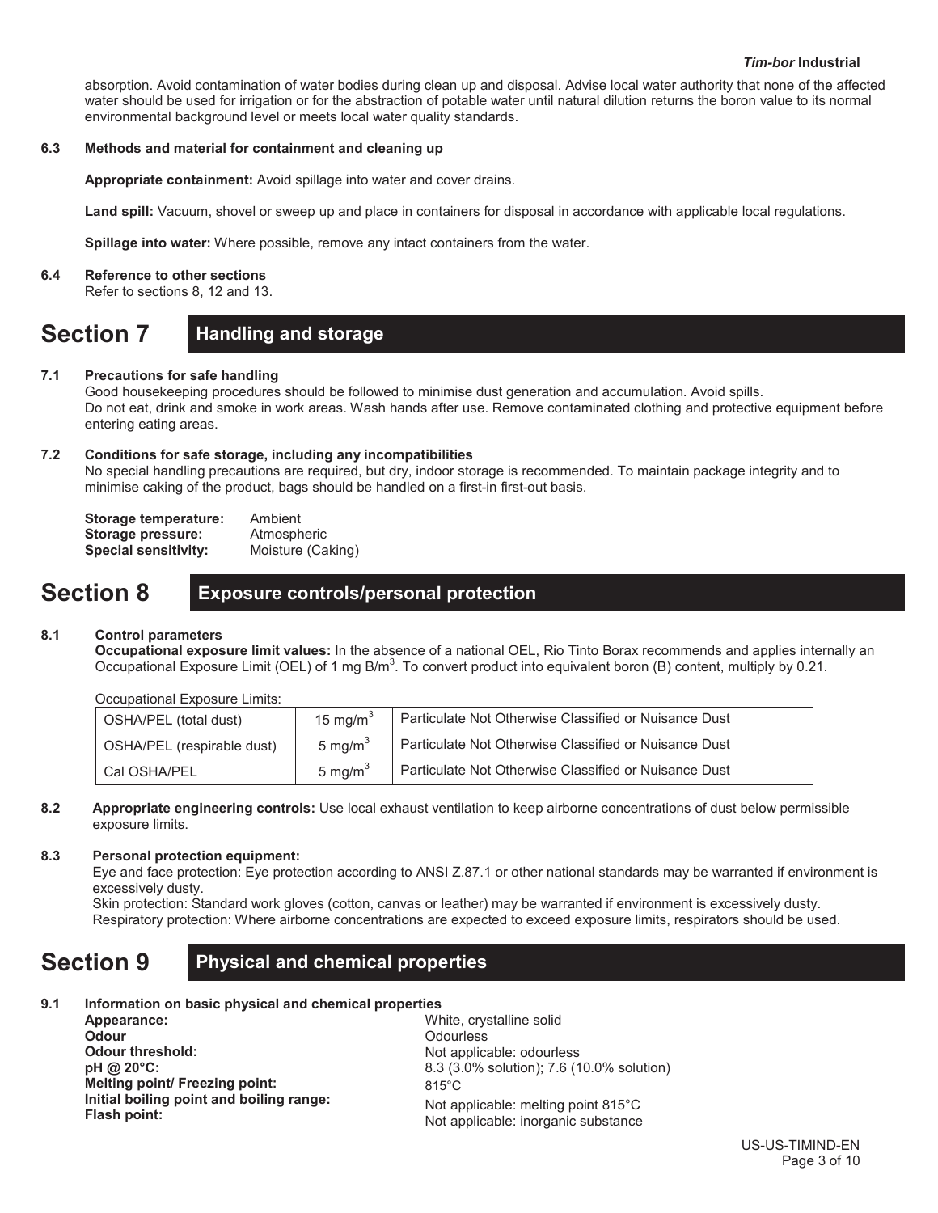absorption. Avoid contamination of water bodies during clean up and disposal. Advise local water authority that none of the affected water should be used for irrigation or for the abstraction of potable water until natural dilution returns the boron value to its normal environmental background level or meets local water quality standards.

### 6.3 Methods and material for containment and cleaning up

**Appropriate containment:** Avoid spillage into water and cover drains.

**Land spill:** Vacuum, shovel or sweep up and place in containers for disposal in accordance with applicable local regulations.

**Spillage into water:** Where possible, remove any intact containers from the water.

### 6.4 Reference to other sections

Refer to sections 8, 12 and 13.

## Section 7 Handling and storage

### 7.1 Precautions for safe handling

Good housekeeping procedures should be followed to minimise dust generation and accumulation. Avoid spills. Do not eat, drink and smoke in work areas. Wash hands after use. Remove contaminated clothing and protective equipment before entering eating areas.

### 7.2 Conditions for safe storage, including any incompatibilities

No special handling precautions are required, but dry, indoor storage is recommended. To maintain package integrity and to minimise caking of the product, bags should be handled on a first-in first-out basis.

**Storage temperature:** Ambient
**Storage pressure:** Atmospheric
**Special sensitivity:** Moisture (Caking)

## Section 8 Exposure controls/personal protection

### 8.1 Control parameters

**Occupational exposure limit values:** In the absence of a national OEL, Rio Tinto Borax recommends and applies internally an Occupational Exposure Limit (OEL) of 1 mg B/m$^3$. To convert product into equivalent boron (B) content, multiply by 0.21.

Occupational Exposure Limits:

| OSHA/PEL (total dust) | 15 mg/m$^3$ | Particulate Not Otherwise Classified or Nuisance Dust |
|---|---|---|
| OSHA/PEL (respirable dust) | 5 mg/m$^3$ | Particulate Not Otherwise Classified or Nuisance Dust |
| Cal OSHA/PEL | 5 mg/m$^3$ | Particulate Not Otherwise Classified or Nuisance Dust |

### 8.2 Appropriate engineering controls:

Use local exhaust ventilation to keep airborne concentrations of dust below permissible exposure limits.

### 8.3 Personal protection equipment:

Eye and face protection: Eye protection according to ANSI Z.87.1 or other national standards may be warranted if environment is excessively dusty.
Skin protection: Standard work gloves (cotton, canvas or leather) may be warranted if environment is excessively dusty.
Respiratory protection: Where airborne concentrations are expected to exceed exposure limits, respirators should be used.

## Section 9 Physical and chemical properties

### 9.1 Information on basic physical and chemical properties

**Appearance:** White, crystalline solid
**Odour** Odourless
**Odour threshold:** Not applicable: odourless
**pH @ 20°C:** 8.3 (3.0% solution); 7.6 (10.0% solution)
**Melting point/ Freezing point:** 815°C
**Initial boiling point and boiling range:** Not applicable: melting point 815°C
**Flash point:** Not applicable: inorganic substance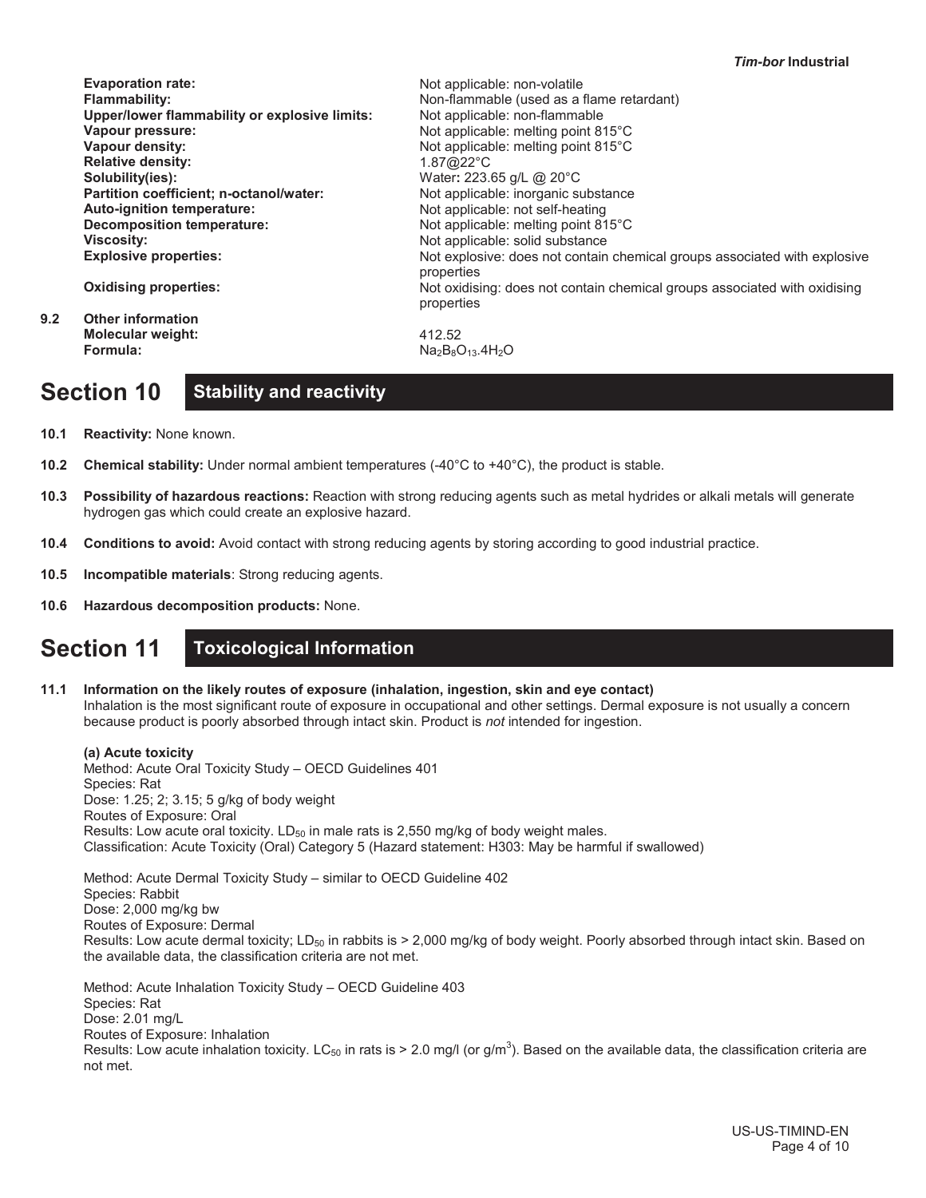| | |
|---|---|
| **Evaporation rate:** | Not applicable: non-volatile |
| **Flammability:** | Non-flammable (used as a flame retardant) |
| **Upper/lower flammability or explosive limits:** | Not applicable: non-flammable |
| **Vapour pressure:** | Not applicable: melting point 815°C |
| **Vapour density:** | Not applicable: melting point 815°C |
| **Relative density:** | 1.87@22°C |
| **Solubility(ies):** | Water**:** 223.65 g/L @ 20°C |
| **Partition coefficient; n-octanol/water:** | Not applicable: inorganic substance |
| **Auto-ignition temperature:** | Not applicable: not self-heating |
| **Decomposition temperature:** | Not applicable: melting point 815°C |
| **Viscosity:** | Not applicable: solid substance |
| **Explosive properties:** | Not explosive: does not contain chemical groups associated with explosive properties |
| **Oxidising properties:** | Not oxidising: does not contain chemical groups associated with oxidising properties |

**9.2 Other information**

| | |
|---|---|
| **Molecular weight:** | 412.52 |
| **Formula:** | $Na_2B_8O_{13}.4H_2O$ |

# Section 10 Stability and reactivity

**10.1 Reactivity:** None known.

**10.2 Chemical stability:** Under normal ambient temperatures (-40°C to +40°C), the product is stable.

**10.3 Possibility of hazardous reactions:** Reaction with strong reducing agents such as metal hydrides or alkali metals will generate hydrogen gas which could create an explosive hazard.

**10.4 Conditions to avoid:** Avoid contact with strong reducing agents by storing according to good industrial practice.

**10.5 Incompatible materials**: Strong reducing agents.

**10.6 Hazardous decomposition products:** None.

# Section 11 Toxicological Information

**11.1 Information on the likely routes of exposure (inhalation, ingestion, skin and eye contact)**

Inhalation is the most significant route of exposure in occupational and other settings. Dermal exposure is not usually a concern because product is poorly absorbed through intact skin. Product is *not* intended for ingestion.

**(a) Acute toxicity**

Method: Acute Oral Toxicity Study – OECD Guidelines 401
Species: Rat
Dose: 1.25; 2; 3.15; 5 g/kg of body weight
Routes of Exposure: Oral
Results: Low acute oral toxicity. $LD_{50}$ in male rats is 2,550 mg/kg of body weight males.
Classification: Acute Toxicity (Oral) Category 5 (Hazard statement: H303: May be harmful if swallowed)

Method: Acute Dermal Toxicity Study – similar to OECD Guideline 402
Species: Rabbit
Dose: 2,000 mg/kg bw
Routes of Exposure: Dermal
Results: Low acute dermal toxicity; $LD_{50}$ in rabbits is > 2,000 mg/kg of body weight. Poorly absorbed through intact skin. Based on the available data, the classification criteria are not met.

Method: Acute Inhalation Toxicity Study – OECD Guideline 403
Species: Rat
Dose: 2.01 mg/L
Routes of Exposure: Inhalation
Results: Low acute inhalation toxicity. $LC_{50}$ in rats is > 2.0 mg/l (or $g/m^3$). Based on the available data, the classification criteria are not met.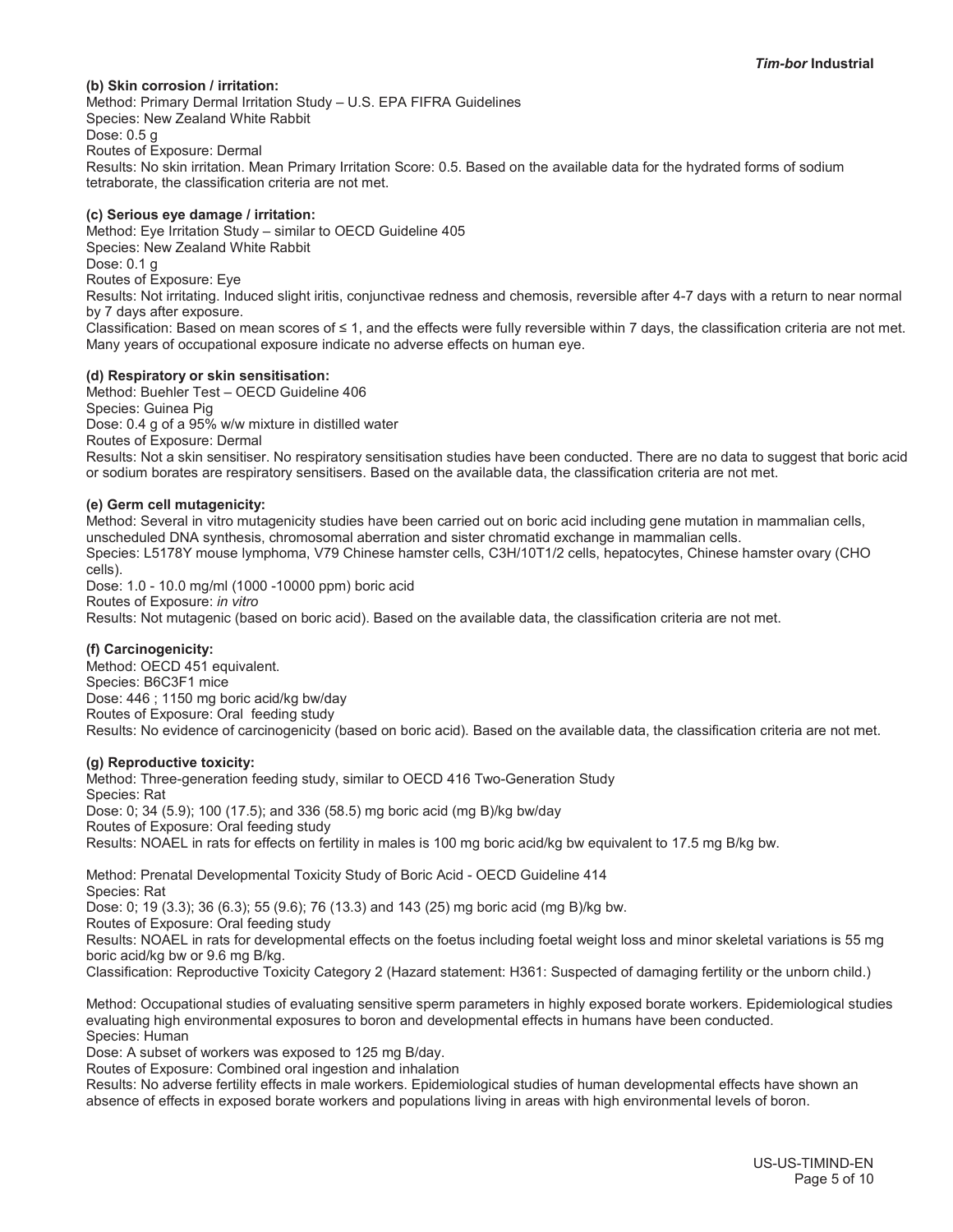**(b) Skin corrosion / irritation:**

Method: Primary Dermal Irritation Study – U.S. EPA FIFRA Guidelines
Species: New Zealand White Rabbit
Dose: 0.5 g
Routes of Exposure: Dermal
Results: No skin irritation. Mean Primary Irritation Score: 0.5. Based on the available data for the hydrated forms of sodium tetraborate, the classification criteria are not met.

**(c) Serious eye damage / irritation:**

Method: Eye Irritation Study – similar to OECD Guideline 405
Species: New Zealand White Rabbit
Dose: 0.1 g
Routes of Exposure: Eye
Results: Not irritating. Induced slight iritis, conjunctivae redness and chemosis, reversible after 4-7 days with a return to near normal by 7 days after exposure.
Classification: Based on mean scores of ≤ 1, and the effects were fully reversible within 7 days, the classification criteria are not met. Many years of occupational exposure indicate no adverse effects on human eye.

**(d) Respiratory or skin sensitisation:**

Method: Buehler Test – OECD Guideline 406
Species: Guinea Pig
Dose: 0.4 g of a 95% w/w mixture in distilled water
Routes of Exposure: Dermal
Results: Not a skin sensitiser. No respiratory sensitisation studies have been conducted. There are no data to suggest that boric acid or sodium borates are respiratory sensitisers. Based on the available data, the classification criteria are not met.

**(e) Germ cell mutagenicity:**

Method: Several in vitro mutagenicity studies have been carried out on boric acid including gene mutation in mammalian cells, unscheduled DNA synthesis, chromosomal aberration and sister chromatid exchange in mammalian cells.
Species: L5178Y mouse lymphoma, V79 Chinese hamster cells, C3H/10T1/2 cells, hepatocytes, Chinese hamster ovary (CHO cells).
Dose: 1.0 - 10.0 mg/ml (1000 -10000 ppm) boric acid
Routes of Exposure: *in vitro*
Results: Not mutagenic (based on boric acid). Based on the available data, the classification criteria are not met.

**(f) Carcinogenicity:**

Method: OECD 451 equivalent.
Species: B6C3F1 mice
Dose: 446 ; 1150 mg boric acid/kg bw/day
Routes of Exposure: Oral feeding study
Results: No evidence of carcinogenicity (based on boric acid). Based on the available data, the classification criteria are not met.

**(g) Reproductive toxicity:**

Method: Three-generation feeding study, similar to OECD 416 Two-Generation Study
Species: Rat
Dose: 0; 34 (5.9); 100 (17.5); and 336 (58.5) mg boric acid (mg B)/kg bw/day
Routes of Exposure: Oral feeding study
Results: NOAEL in rats for effects on fertility in males is 100 mg boric acid/kg bw equivalent to 17.5 mg B/kg bw.

Method: Prenatal Developmental Toxicity Study of Boric Acid - OECD Guideline 414
Species: Rat
Dose: 0; 19 (3.3); 36 (6.3); 55 (9.6); 76 (13.3) and 143 (25) mg boric acid (mg B)/kg bw.
Routes of Exposure: Oral feeding study
Results: NOAEL in rats for developmental effects on the foetus including foetal weight loss and minor skeletal variations is 55 mg boric acid/kg bw or 9.6 mg B/kg.
Classification: Reproductive Toxicity Category 2 (Hazard statement: H361: Suspected of damaging fertility or the unborn child.)

Method: Occupational studies of evaluating sensitive sperm parameters in highly exposed borate workers. Epidemiological studies evaluating high environmental exposures to boron and developmental effects in humans have been conducted.
Species: Human
Dose: A subset of workers was exposed to 125 mg B/day.
Routes of Exposure: Combined oral ingestion and inhalation
Results: No adverse fertility effects in male workers. Epidemiological studies of human developmental effects have shown an absence of effects in exposed borate workers and populations living in areas with high environmental levels of boron.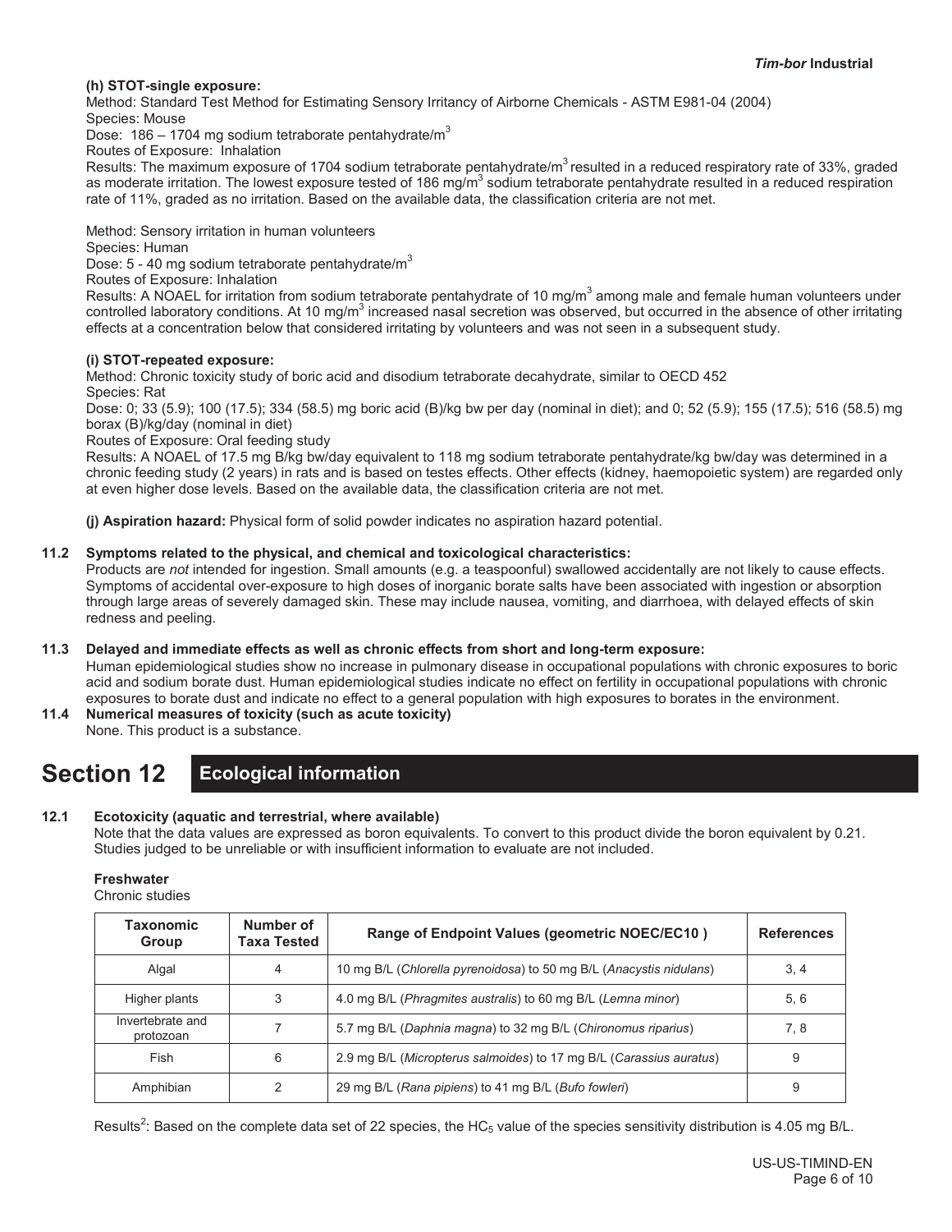**(h) STOT-single exposure:**

Method: Standard Test Method for Estimating Sensory Irritancy of Airborne Chemicals - ASTM E981-04 (2004)
Species: Mouse
Dose: 186 – 1704 mg sodium tetraborate pentahydrate/$m^3$
Routes of Exposure: Inhalation
Results: The maximum exposure of 1704 sodium tetraborate pentahydrate/$m^3$ resulted in a reduced respiratory rate of 33%, graded as moderate irritation. The lowest exposure tested of 186 mg/$m^3$ sodium tetraborate pentahydrate resulted in a reduced respiration rate of 11%, graded as no irritation. Based on the available data, the classification criteria are not met.

Method: Sensory irritation in human volunteers
Species: Human
Dose: 5 - 40 mg sodium tetraborate pentahydrate/$m^3$
Routes of Exposure: Inhalation
Results: A NOAEL for irritation from sodium tetraborate pentahydrate of 10 mg/$m^3$ among male and female human volunteers under controlled laboratory conditions. At 10 mg/$m^3$ increased nasal secretion was observed, but occurred in the absence of other irritating effects at a concentration below that considered irritating by volunteers and was not seen in a subsequent study.

**(i) STOT-repeated exposure:**

Method: Chronic toxicity study of boric acid and disodium tetraborate decahydrate, similar to OECD 452
Species: Rat
Dose: 0; 33 (5.9); 100 (17.5); 334 (58.5) mg boric acid (B)/kg bw per day (nominal in diet); and 0; 52 (5.9); 155 (17.5); 516 (58.5) mg borax (B)/kg/day (nominal in diet)
Routes of Exposure: Oral feeding study
Results: A NOAEL of 17.5 mg B/kg bw/day equivalent to 118 mg sodium tetraborate pentahydrate/kg bw/day was determined in a chronic feeding study (2 years) in rats and is based on testes effects. Other effects (kidney, haemopoietic system) are regarded only at even higher dose levels. Based on the available data, the classification criteria are not met.

**(j) Aspiration hazard:** Physical form of solid powder indicates no aspiration hazard potential.

**11.2 Symptoms related to the physical, and chemical and toxicological characteristics:**

Products are *not* intended for ingestion. Small amounts (e.g. a teaspoonful) swallowed accidentally are not likely to cause effects. Symptoms of accidental over-exposure to high doses of inorganic borate salts have been associated with ingestion or absorption through large areas of severely damaged skin. These may include nausea, vomiting, and diarrhoea, with delayed effects of skin redness and peeling.

**11.3 Delayed and immediate effects as well as chronic effects from short and long-term exposure:**

Human epidemiological studies show no increase in pulmonary disease in occupational populations with chronic exposures to boric acid and sodium borate dust. Human epidemiological studies indicate no effect on fertility in occupational populations with chronic exposures to borate dust and indicate no effect to a general population with high exposures to borates in the environment.

**11.4 Numerical measures of toxicity (such as acute toxicity)**

None. This product is a substance.

# Section 12 Ecological information

**12.1 Ecotoxicity (aquatic and terrestrial, where available)**

Note that the data values are expressed as boron equivalents. To convert to this product divide the boron equivalent by 0.21. Studies judged to be unreliable or with insufficient information to evaluate are not included.

**Freshwater**

Chronic studies

| Taxonomic Group | Number of Taxa Tested | Range of Endpoint Values (geometric NOEC/EC10 ) | References |
|---|---|---|---|
| Algal | 4 | 10 mg B/L (*Chlorella pyrenoidosa*) to 50 mg B/L (*Anacystis nidulans*) | 3, 4 |
| Higher plants | 3 | 4.0 mg B/L (*Phragmites australis*) to 60 mg B/L (*Lemna minor*) | 5, 6 |
| Invertebrate and protozoan | 7 | 5.7 mg B/L (*Daphnia magna*) to 32 mg B/L (*Chironomus riparius*) | 7, 8 |
| Fish | 6 | 2.9 mg B/L (*Micropterus salmoides*) to 17 mg B/L (*Carassius auratus*) | 9 |
| Amphibian | 2 | 29 mg B/L (*Rana pipiens*) to 41 mg B/L (*Bufo fowleri*) | 9 |

Results[2]: Based on the complete data set of 22 species, the $HC_5$ value of the species sensitivity distribution is 4.05 mg B/L.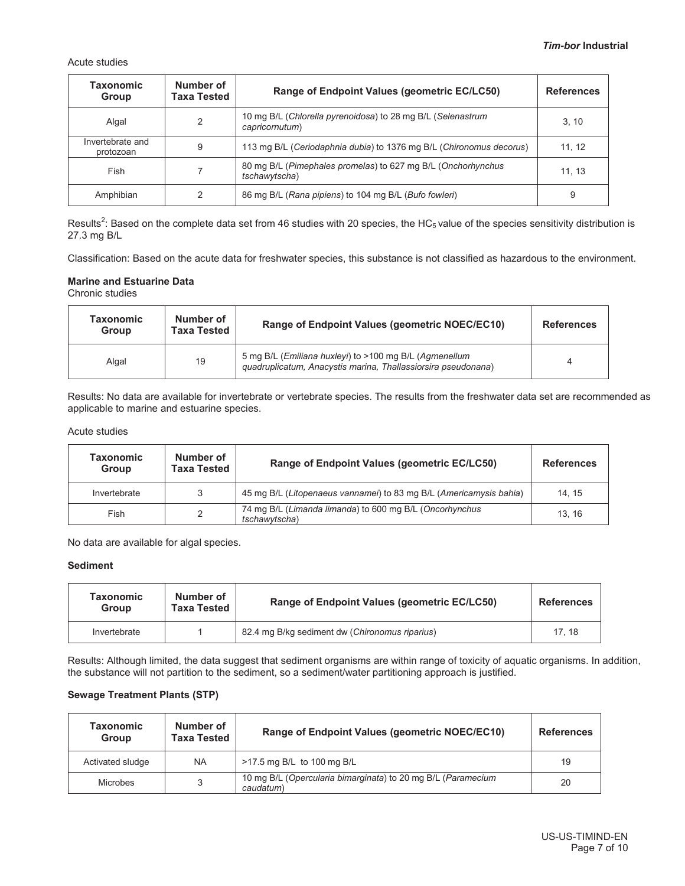Acute studies

| Taxonomic Group | Number of Taxa Tested | Range of Endpoint Values (geometric EC/LC50) | References |
|---|---|---|---|
| Algal | 2 | 10 mg B/L (*Chlorella pyrenoidosa*) to 28 mg B/L (*Selenastrum capricornutum*) | 3, 10 |
| Invertebrate and protozoan | 9 | 113 mg B/L (*Ceriodaphnia dubia*) to 1376 mg B/L (*Chironomus decorus*) | 11, 12 |
| Fish | 7 | 80 mg B/L (*Pimephales promelas*) to 627 mg B/L (*Onchorhynchus tschawytscha*) | 11, 13 |
| Amphibian | 2 | 86 mg B/L (*Rana pipiens*) to 104 mg B/L (*Bufo fowleri*) | 9 |

Results[2]: Based on the complete data set from 46 studies with 20 species, the $HC_5$ value of the species sensitivity distribution is 27.3 mg B/L

Classification: Based on the acute data for freshwater species, this substance is not classified as hazardous to the environment.

**Marine and Estuarine Data**

Chronic studies

| Taxonomic Group | Number of Taxa Tested | Range of Endpoint Values (geometric NOEC/EC10) | References |
|---|---|---|---|
| Algal | 19 | 5 mg B/L (*Emiliana huxleyi*) to >100 mg B/L (*Agmenellum quadruplicatum, Anacystis marina, Thallassiorsira pseudonana*) | 4 |

Results: No data are available for invertebrate or vertebrate species. The results from the freshwater data set are recommended as applicable to marine and estuarine species.

Acute studies

| Taxonomic Group | Number of Taxa Tested | Range of Endpoint Values (geometric EC/LC50) | References |
|---|---|---|---|
| Invertebrate | 3 | 45 mg B/L (*Litopenaeus vannamei*) to 83 mg B/L (*Americamysis bahia*) | 14, 15 |
| Fish | 2 | 74 mg B/L (*Limanda limanda*) to 600 mg B/L (*Oncorhynchus tschawytscha*) | 13, 16 |

No data are available for algal species.

**Sediment**

| Taxonomic Group | Number of Taxa Tested | Range of Endpoint Values (geometric EC/LC50) | References |
|---|---|---|---|
| Invertebrate | 1 | 82.4 mg B/kg sediment dw (*Chironomus riparius*) | 17, 18 |

Results: Although limited, the data suggest that sediment organisms are within range of toxicity of aquatic organisms. In addition, the substance will not partition to the sediment, so a sediment/water partitioning approach is justified.

**Sewage Treatment Plants (STP)**

| Taxonomic Group | Number of Taxa Tested | Range of Endpoint Values (geometric NOEC/EC10) | References |
|---|---|---|---|
| Activated sludge | NA | >17.5 mg B/L to 100 mg B/L | 19 |
| Microbes | 3 | 10 mg B/L (*Opercularia bimarginata*) to 20 mg B/L (*Paramecium caudatum*) | 20 |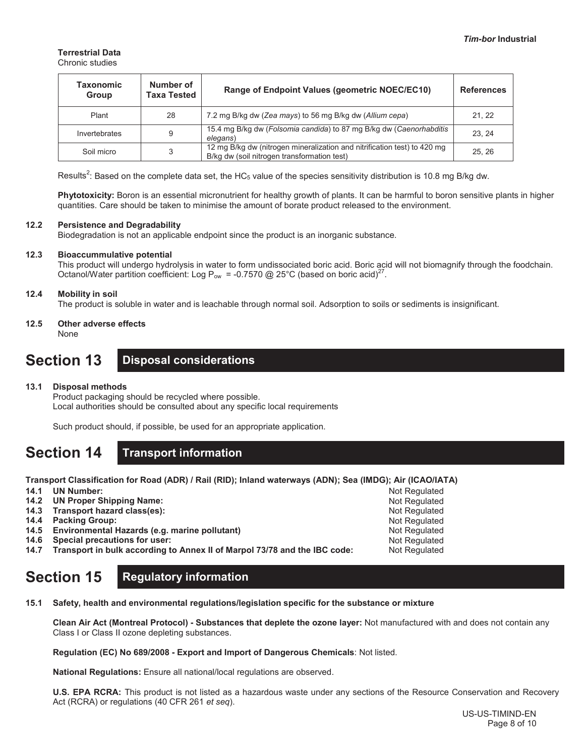**Terrestrial Data**

Chronic studies

| Taxonomic Group | Number of Taxa Tested | Range of Endpoint Values (geometric NOEC/EC10) | References |
|---|---|---|---|
| Plant | 28 | 7.2 mg B/kg dw (*Zea mays*) to 56 mg B/kg dw (*Allium cepa*) | 21, 22 |
| Invertebrates | 9 | 15.4 mg B/kg dw (*Folsomia candida*) to 87 mg B/kg dw (*Caenorhabditis elegans*) | 23, 24 |
| Soil micro | 3 | 12 mg B/kg dw (nitrogen mineralization and nitrification test) to 420 mg B/kg dw (soil nitrogen transformation test) | 25, 26 |

Results[2]: Based on the complete data set, the $HC_5$ value of the species sensitivity distribution is 10.8 mg B/kg dw.

**Phytotoxicity:** Boron is an essential micronutrient for healthy growth of plants. It can be harmful to boron sensitive plants in higher quantities. Care should be taken to minimise the amount of borate product released to the environment.

**12.2 Persistence and Degradability**

Biodegradation is not an applicable endpoint since the product is an inorganic substance.

**12.3 Bioaccummulative potential**

This product will undergo hydrolysis in water to form undissociated boric acid. Boric acid will not biomagnify through the foodchain. Octanol/Water partition coefficient: Log $P_{ow}$ = -0.7570 @ 25°C (based on boric acid)[27].

**12.4 Mobility in soil**

The product is soluble in water and is leachable through normal soil. Adsorption to soils or sediments is insignificant.

**12.5 Other adverse effects**

None

# Section 13 Disposal considerations

**13.1 Disposal methods**

Product packaging should be recycled where possible.
Local authorities should be consulted about any specific local requirements

Such product should, if possible, be used for an appropriate application.

# Section 14 Transport information

**Transport Classification for Road (ADR) / Rail (RID); Inland waterways (ADN); Sea (IMDG); Air (ICAO/IATA)**

| | |
|---|---|
| **14.1 UN Number:** | Not Regulated |
| **14.2 UN Proper Shipping Name:** | Not Regulated |
| **14.3 Transport hazard class(es):** | Not Regulated |
| **14.4 Packing Group:** | Not Regulated |
| **14.5 Environmental Hazards (e.g. marine pollutant)** | Not Regulated |
| **14.6 Special precautions for user:** | Not Regulated |
| **14.7 Transport in bulk according to Annex II of Marpol 73/78 and the IBC code:** | Not Regulated |

# Section 15 Regulatory information

**15.1 Safety, health and environmental regulations/legislation specific for the substance or mixture**

**Clean Air Act (Montreal Protocol) - Substances that deplete the ozone layer:** Not manufactured with and does not contain any Class I or Class II ozone depleting substances.

**Regulation (EC) No 689/2008 - Export and Import of Dangerous Chemicals**: Not listed.

**National Regulations:** Ensure all national/local regulations are observed.

**U.S. EPA RCRA:** This product is not listed as a hazardous waste under any sections of the Resource Conservation and Recovery Act (RCRA) or regulations (40 CFR 261 *et seq*).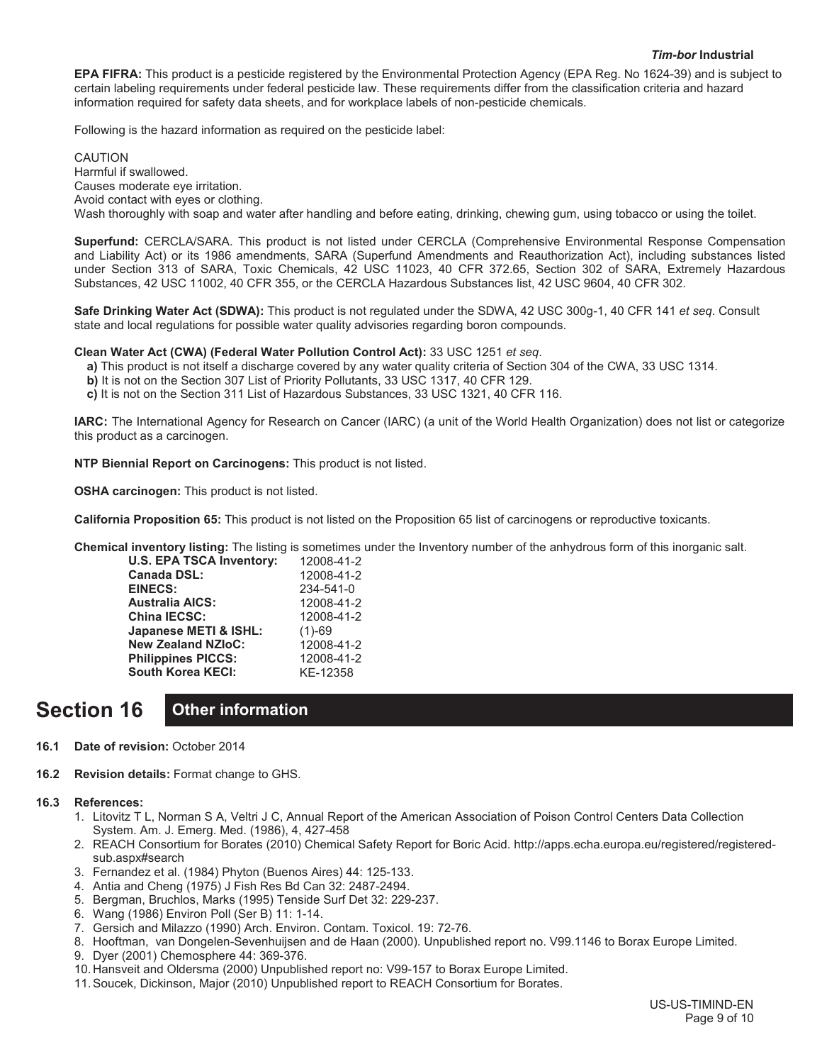**EPA FIFRA:** This product is a pesticide registered by the Environmental Protection Agency (EPA Reg. No 1624-39) and is subject to certain labeling requirements under federal pesticide law. These requirements differ from the classification criteria and hazard information required for safety data sheets, and for workplace labels of non-pesticide chemicals.

Following is the hazard information as required on the pesticide label:

CAUTION
Harmful if swallowed.
Causes moderate eye irritation.
Avoid contact with eyes or clothing.
Wash thoroughly with soap and water after handling and before eating, drinking, chewing gum, using tobacco or using the toilet.

**Superfund:** CERCLA/SARA. This product is not listed under CERCLA (Comprehensive Environmental Response Compensation and Liability Act) or its 1986 amendments, SARA (Superfund Amendments and Reauthorization Act), including substances listed under Section 313 of SARA, Toxic Chemicals, 42 USC 11023, 40 CFR 372.65, Section 302 of SARA, Extremely Hazardous Substances, 42 USC 11002, 40 CFR 355, or the CERCLA Hazardous Substances list, 42 USC 9604, 40 CFR 302.

**Safe Drinking Water Act (SDWA):** This product is not regulated under the SDWA, 42 USC 300g-1, 40 CFR 141 *et seq*. Consult state and local regulations for possible water quality advisories regarding boron compounds.

**Clean Water Act (CWA) (Federal Water Pollution Control Act):** 33 USC 1251 *et seq*.

**a)** This product is not itself a discharge covered by any water quality criteria of Section 304 of the CWA, 33 USC 1314.
**b)** It is not on the Section 307 List of Priority Pollutants, 33 USC 1317, 40 CFR 129.
**c)** It is not on the Section 311 List of Hazardous Substances, 33 USC 1321, 40 CFR 116.

**IARC:** The International Agency for Research on Cancer (IARC) (a unit of the World Health Organization) does not list or categorize this product as a carcinogen.

**NTP Biennial Report on Carcinogens:** This product is not listed.

**OSHA carcinogen:** This product is not listed.

**California Proposition 65:** This product is not listed on the Proposition 65 list of carcinogens or reproductive toxicants.

**Chemical inventory listing:** The listing is sometimes under the Inventory number of the anhydrous form of this inorganic salt.

| | |
|---|---|
| **U.S. EPA TSCA Inventory:** | 12008-41-2 |
| **Canada DSL:** | 12008-41-2 |
| **EINECS:** | 234-541-0 |
| **Australia AICS:** | 12008-41-2 |
| **China IECSC:** | 12008-41-2 |
| **Japanese METI & ISHL:** | (1)-69 |
| **New Zealand NZIoC:** | 12008-41-2 |
| **Philippines PICCS:** | 12008-41-2 |
| **South Korea KECI:** | KE-12358 |

## Section 16 Other information

**16.1 Date of revision:** October 2014

**16.2 Revision details:** Format change to GHS.

**16.3 References:**

1. Litovitz T L, Norman S A, Veltri J C, Annual Report of the American Association of Poison Control Centers Data Collection System. Am. J. Emerg. Med. (1986), 4, 427-458
2. REACH Consortium for Borates (2010) Chemical Safety Report for Boric Acid. http://apps.echa.europa.eu/registered/registered-sub.aspx#search
3. Fernandez et al. (1984) Phyton (Buenos Aires) 44: 125-133.
4. Antia and Cheng (1975) J Fish Res Bd Can 32: 2487-2494.
5. Bergman, Bruchlos, Marks (1995) Tenside Surf Det 32: 229-237.
6. Wang (1986) Environ Poll (Ser B) 11: 1-14.
7. Gersich and Milazzo (1990) Arch. Environ. Contam. Toxicol. 19: 72-76.
8. Hooftman, van Dongelen-Sevenhuijsen and de Haan (2000). Unpublished report no. V99.1146 to Borax Europe Limited.
9. Dyer (2001) Chemosphere 44: 369-376.
10. Hansveit and Oldersma (2000) Unpublished report no: V99-157 to Borax Europe Limited.
11. Soucek, Dickinson, Major (2010) Unpublished report to REACH Consortium for Borates.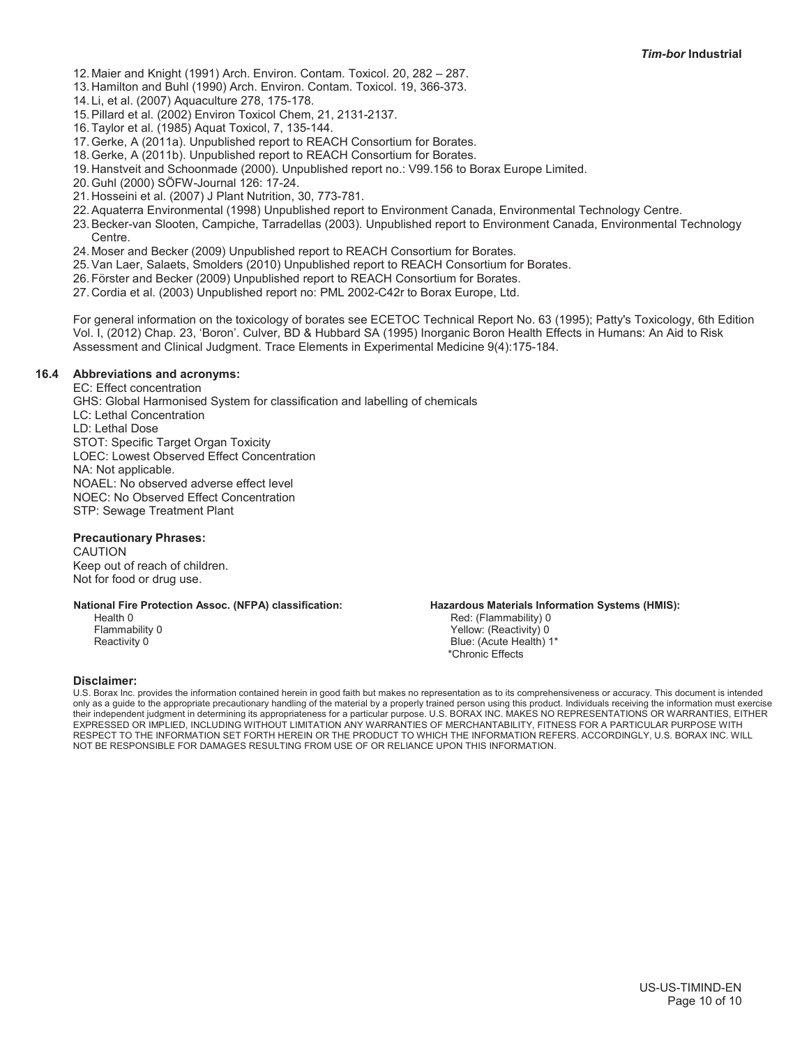12. Maier and Knight (1991) Arch. Environ. Contam. Toxicol. 20, 282 – 287.
13. Hamilton and Buhl (1990) Arch. Environ. Contam. Toxicol. 19, 366-373.
14. Li, et al. (2007) Aquaculture 278, 175-178.
15. Pillard et al. (2002) Environ Toxicol Chem, 21, 2131-2137.
16. Taylor et al. (1985) Aquat Toxicol, 7, 135-144.
17. Gerke, A (2011a). Unpublished report to REACH Consortium for Borates.
18. Gerke, A (2011b). Unpublished report to REACH Consortium for Borates.
19. Hanstveit and Schoonmade (2000). Unpublished report no.: V99.156 to Borax Europe Limited.
20. Guhl (2000) SÖFW-Journal 126: 17-24.
21. Hosseini et al. (2007) J Plant Nutrition, 30, 773-781.
22. Aquaterra Environmental (1998) Unpublished report to Environment Canada, Environmental Technology Centre.
23. Becker-van Slooten, Campiche, Tarradellas (2003). Unpublished report to Environment Canada, Environmental Technology Centre.
24. Moser and Becker (2009) Unpublished report to REACH Consortium for Borates.
25. Van Laer, Salaets, Smolders (2010) Unpublished report to REACH Consortium for Borates.
26. Förster and Becker (2009) Unpublished report to REACH Consortium for Borates.
27. Cordia et al. (2003) Unpublished report no: PML 2002-C42r to Borax Europe, Ltd.

For general information on the toxicology of borates see ECETOC Technical Report No. 63 (1995); Patty's Toxicology, 6th Edition Vol. I, (2012) Chap. 23, 'Boron'. Culver, BD & Hubbard SA (1995) Inorganic Boron Health Effects in Humans: An Aid to Risk Assessment and Clinical Judgment. Trace Elements in Experimental Medicine 9(4):175-184.

### 16.4 Abbreviations and acronyms:

EC: Effect concentration
GHS: Global Harmonised System for classification and labelling of chemicals
LC: Lethal Concentration
LD: Lethal Dose
STOT: Specific Target Organ Toxicity
LOEC: Lowest Observed Effect Concentration
NA: Not applicable.
NOAEL: No observed adverse effect level
NOEC: No Observed Effect Concentration
STP: Sewage Treatment Plant

**Precautionary Phrases:**

CAUTION
Keep out of reach of children.
Not for food or drug use.

**National Fire Protection Assoc. (NFPA) classification:**

Health 0
Flammability 0
Reactivity 0

**Hazardous Materials Information Systems (HMIS):**

Red: (Flammability) 0
Yellow: (Reactivity) 0
Blue: (Acute Health) 1*
*Chronic Effects

**Disclaimer:**

U.S. Borax Inc. provides the information contained herein in good faith but makes no representation as to its comprehensiveness or accuracy. This document is intended only as a guide to the appropriate precautionary handling of the material by a properly trained person using this product. Individuals receiving the information must exercise their independent judgment in determining its appropriateness for a particular purpose. U.S. BORAX INC. MAKES NO REPRESENTATIONS OR WARRANTIES, EITHER EXPRESSED OR IMPLIED, INCLUDING WITHOUT LIMITATION ANY WARRANTIES OF MERCHANTABILITY, FITNESS FOR A PARTICULAR PURPOSE WITH RESPECT TO THE INFORMATION SET FORTH HEREIN OR THE PRODUCT TO WHICH THE INFORMATION REFERS. ACCORDINGLY, U.S. BORAX INC. WILL NOT BE RESPONSIBLE FOR DAMAGES RESULTING FROM USE OF OR RELIANCE UPON THIS INFORMATION.

US-US-TIMIND-EN